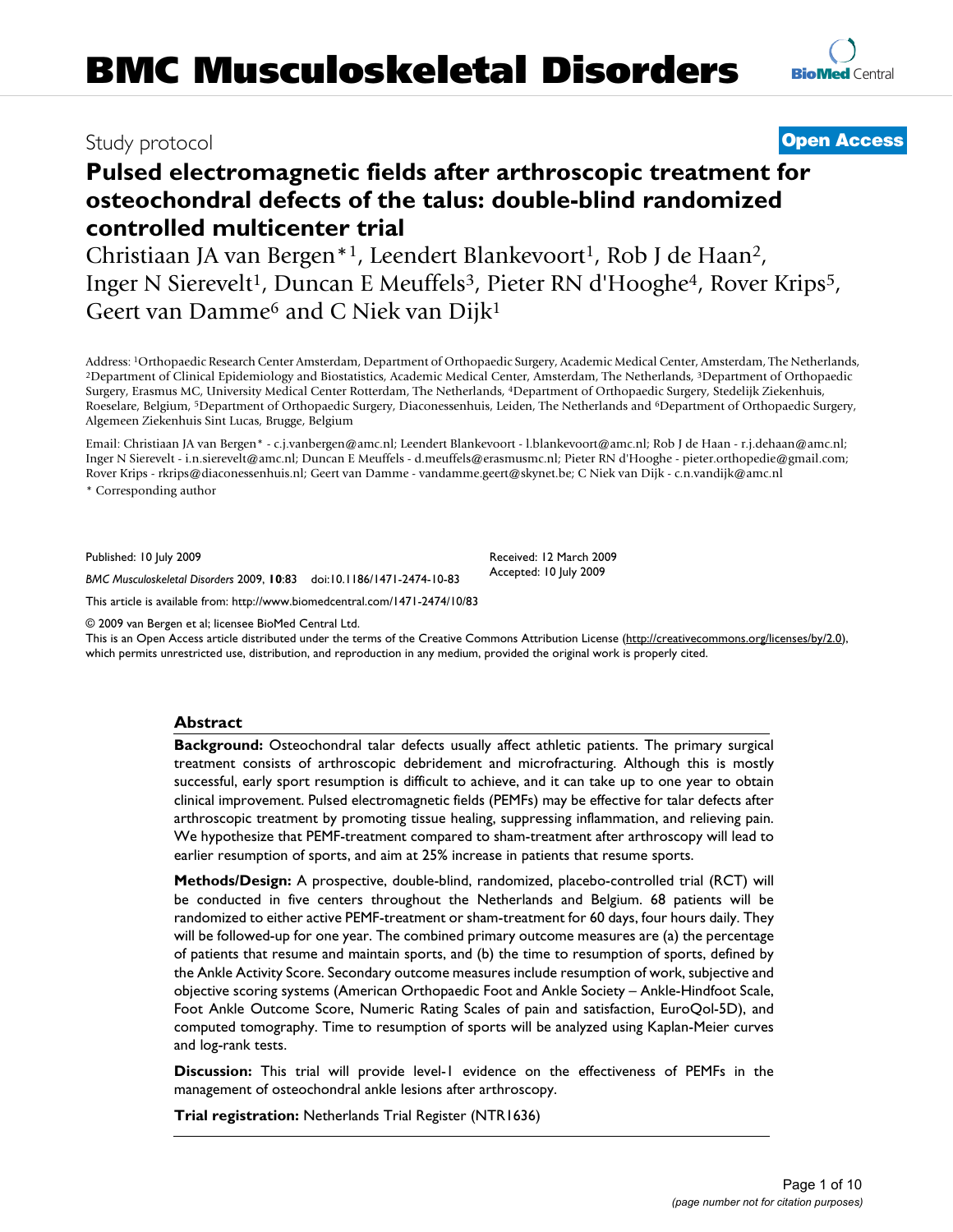# BMC Musculoskeletal Disorders

Study protocol **Open Access**

# Pulsed electromagnetic fields after arthroscopic treatment for osteochondral defects of the talus: double-blind randomized controlled multicenter trial

Christiaan JA van Bergen*[1], Leendert Blankevoort[1], Rob J de Haan[2], Inger N Sierevelt[1], Duncan E Meuffels[3], Pieter RN d'Hooghe[4], Rover Krips[5], Geert van Damme[6] and C Niek van Dijk[1]

Address: [1]Orthopaedic Research Center Amsterdam, Department of Orthopaedic Surgery, Academic Medical Center, Amsterdam, The Netherlands, [2]Department of Clinical Epidemiology and Biostatistics, Academic Medical Center, Amsterdam, The Netherlands, [3]Department of Orthopaedic Surgery, Erasmus MC, University Medical Center Rotterdam, The Netherlands, [4]Department of Orthopaedic Surgery, Stedelijk Ziekenhuis, Roeselare, Belgium, [5]Department of Orthopaedic Surgery, Diaconessenhuis, Leiden, The Netherlands and [6]Department of Orthopaedic Surgery, Algemeen Ziekenhuis Sint Lucas, Brugge, Belgium

Email: Christiaan JA van Bergen* - c.j.vanbergen@amc.nl; Leendert Blankevoort - l.blankevoort@amc.nl; Rob J de Haan - r.j.dehaan@amc.nl; Inger N Sierevelt - i.n.sierevelt@amc.nl; Duncan E Meuffels - d.meuffels@erasmusmc.nl; Pieter RN d'Hooghe - pieter.orthopedie@gmail.com; Rover Krips - rkrips@diaconessenhuis.nl; Geert van Damme - vandamme.geert@skynet.be; C Niek van Dijk - c.n.vandijk@amc.nl

* Corresponding author

Published: 10 July 2009

*BMC Musculoskeletal Disorders* 2009, **10**:83 doi:10.1186/1471-2474-10-83

Received: 12 March 2009
Accepted: 10 July 2009

This article is available from: http://www.biomedcentral.com/1471-2474/10/83

© 2009 van Bergen et al; licensee BioMed Central Ltd.
This is an Open Access article distributed under the terms of the Creative Commons Attribution License (http://creativecommons.org/licenses/by/2.0), which permits unrestricted use, distribution, and reproduction in any medium, provided the original work is properly cited.

## Abstract

**Background:** Osteochondral talar defects usually affect athletic patients. The primary surgical treatment consists of arthroscopic debridement and microfracturing. Although this is mostly successful, early sport resumption is difficult to achieve, and it can take up to one year to obtain clinical improvement. Pulsed electromagnetic fields (PEMFs) may be effective for talar defects after arthroscopic treatment by promoting tissue healing, suppressing inflammation, and relieving pain. We hypothesize that PEMF-treatment compared to sham-treatment after arthroscopy will lead to earlier resumption of sports, and aim at 25% increase in patients that resume sports.

**Methods/Design:** A prospective, double-blind, randomized, placebo-controlled trial (RCT) will be conducted in five centers throughout the Netherlands and Belgium. 68 patients will be randomized to either active PEMF-treatment or sham-treatment for 60 days, four hours daily. They will be followed-up for one year. The combined primary outcome measures are (a) the percentage of patients that resume and maintain sports, and (b) the time to resumption of sports, defined by the Ankle Activity Score. Secondary outcome measures include resumption of work, subjective and objective scoring systems (American Orthopaedic Foot and Ankle Society – Ankle-Hindfoot Scale, Foot Ankle Outcome Score, Numeric Rating Scales of pain and satisfaction, EuroQol-5D), and computed tomography. Time to resumption of sports will be analyzed using Kaplan-Meier curves and log-rank tests.

**Discussion:** This trial will provide level-1 evidence on the effectiveness of PEMFs in the management of osteochondral ankle lesions after arthroscopy.

**Trial registration:** Netherlands Trial Register (NTR1636)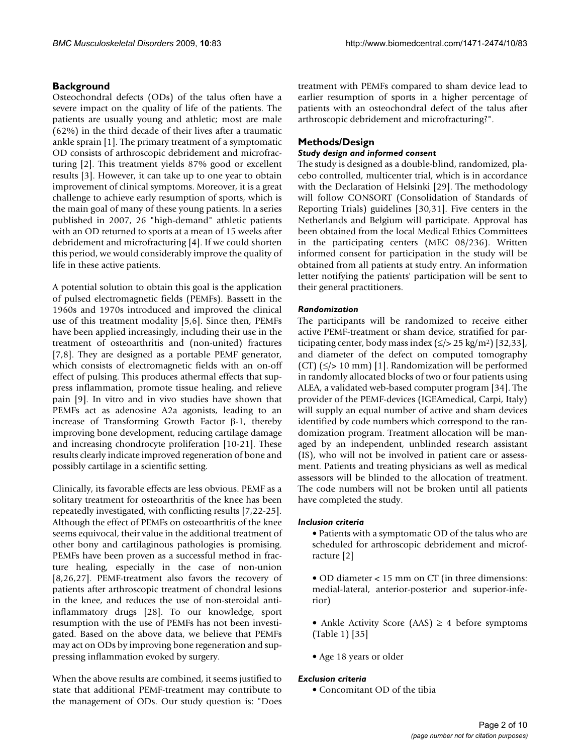## Background

Osteochondral defects (ODs) of the talus often have a severe impact on the quality of life of the patients. The patients are usually young and athletic; most are male (62%) in the third decade of their lives after a traumatic ankle sprain [1]. The primary treatment of a symptomatic OD consists of arthroscopic debridement and microfracturing [2]. This treatment yields 87% good or excellent results [3]. However, it can take up to one year to obtain improvement of clinical symptoms. Moreover, it is a great challenge to achieve early resumption of sports, which is the main goal of many of these young patients. In a series published in 2007, 26 "high-demand" athletic patients with an OD returned to sports at a mean of 15 weeks after debridement and microfracturing [4]. If we could shorten this period, we would considerably improve the quality of life in these active patients.

A potential solution to obtain this goal is the application of pulsed electromagnetic fields (PEMFs). Bassett in the 1960s and 1970s introduced and improved the clinical use of this treatment modality [5,6]. Since then, PEMFs have been applied increasingly, including their use in the treatment of osteoarthritis and (non-united) fractures [7,8]. They are designed as a portable PEMF generator, which consists of electromagnetic fields with an on-off effect of pulsing. This produces athermal effects that suppress inflammation, promote tissue healing, and relieve pain [9]. In vitro and in vivo studies have shown that PEMFs act as adenosine A2a agonists, leading to an increase of Transforming Growth Factor β-1, thereby improving bone development, reducing cartilage damage and increasing chondrocyte proliferation [10-21]. These results clearly indicate improved regeneration of bone and possibly cartilage in a scientific setting.

Clinically, its favorable effects are less obvious. PEMF as a solitary treatment for osteoarthritis of the knee has been repeatedly investigated, with conflicting results [7,22-25]. Although the effect of PEMFs on osteoarthritis of the knee seems equivocal, their value in the additional treatment of other bony and cartilaginous pathologies is promising. PEMFs have been proven as a successful method in fracture healing, especially in the case of non-union [8,26,27]. PEMF-treatment also favors the recovery of patients after arthroscopic treatment of chondral lesions in the knee, and reduces the use of non-steroidal anti-inflammatory drugs [28]. To our knowledge, sport resumption with the use of PEMFs has not been investigated. Based on the above data, we believe that PEMFs may act on ODs by improving bone regeneration and suppressing inflammation evoked by surgery.

When the above results are combined, it seems justified to state that additional PEMF-treatment may contribute to the management of ODs. Our study question is: "Does treatment with PEMFs compared to sham device lead to earlier resumption of sports in a higher percentage of patients with an osteochondral defect of the talus after arthroscopic debridement and microfracturing?".

## Methods/Design

### *Study design and informed consent*

The study is designed as a double-blind, randomized, placebo controlled, multicenter trial, which is in accordance with the Declaration of Helsinki [29]. The methodology will follow CONSORT (Consolidation of Standards of Reporting Trials) guidelines [30,31]. Five centers in the Netherlands and Belgium will participate. Approval has been obtained from the local Medical Ethics Committees in the participating centers (MEC 08/236). Written informed consent for participation in the study will be obtained from all patients at study entry. An information letter notifying the patients' participation will be sent to their general practitioners.

### *Randomization*

The participants will be randomized to receive either active PEMF-treatment or sham device, stratified for participating center, body mass index (≤/> 25 kg/m$^2$) [32,33], and diameter of the defect on computed tomography (CT) (≤/> 10 mm) [1]. Randomization will be performed in randomly allocated blocks of two or four patients using ALEA, a validated web-based computer program [34]. The provider of the PEMF-devices (IGEAmedical, Carpi, Italy) will supply an equal number of active and sham devices identified by code numbers which correspond to the randomization program. Treatment allocation will be managed by an independent, unblinded research assistant (IS), who will not be involved in patient care or assessment. Patients and treating physicians as well as medical assessors will be blinded to the allocation of treatment. The code numbers will not be broken until all patients have completed the study.

### *Inclusion criteria*

- Patients with a symptomatic OD of the talus who are scheduled for arthroscopic debridement and microfracture [2]
- OD diameter < 15 mm on CT (in three dimensions: medial-lateral, anterior-posterior and superior-inferior)
- Ankle Activity Score (AAS) ≥ 4 before symptoms (Table 1) [35]
- Age 18 years or older

### *Exclusion criteria*

- Concomitant OD of the tibia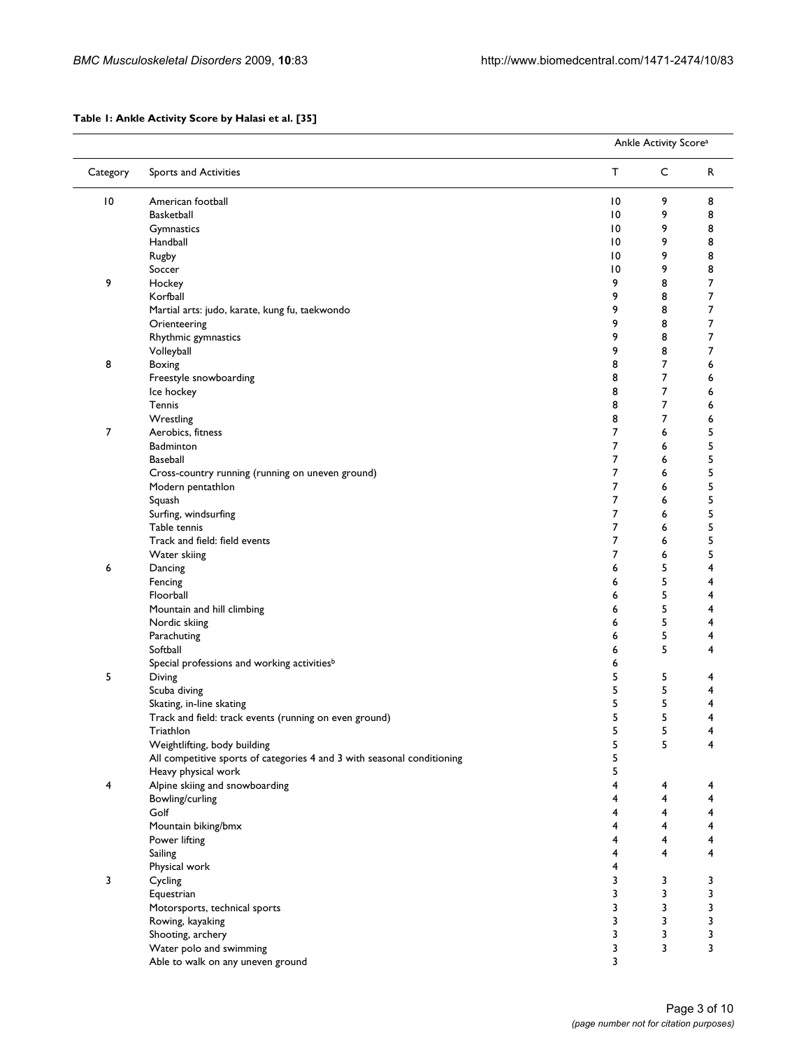**Table 1: Ankle Activity Score by Halasi et al. [35]**

| | | Ankle Activity Score[a] | | |
|---|---|---|---|---|
| Category | Sports and Activities | T | C | R |
| 10 | American football | 10 | 9 | 8 |
| | Basketball | 10 | 9 | 8 |
| | Gymnastics | 10 | 9 | 8 |
| | Handball | 10 | 9 | 8 |
| | Rugby | 10 | 9 | 8 |
| | Soccer | 10 | 9 | 8 |
| 9 | Hockey | 9 | 8 | 7 |
| | Korfball | 9 | 8 | 7 |
| | Martial arts: judo, karate, kung fu, taekwondo | 9 | 8 | 7 |
| | Orienteering | 9 | 8 | 7 |
| | Rhythmic gymnastics | 9 | 8 | 7 |
| | Volleyball | 9 | 8 | 7 |
| 8 | Boxing | 8 | 7 | 6 |
| | Freestyle snowboarding | 8 | 7 | 6 |
| | Ice hockey | 8 | 7 | 6 |
| | Tennis | 8 | 7 | 6 |
| | Wrestling | 8 | 7 | 6 |
| 7 | Aerobics, fitness | 7 | 6 | 5 |
| | Badminton | 7 | 6 | 5 |
| | Baseball | 7 | 6 | 5 |
| | Cross-country running (running on uneven ground) | 7 | 6 | 5 |
| | Modern pentathlon | 7 | 6 | 5 |
| | Squash | 7 | 6 | 5 |
| | Surfing, windsurfing | 7 | 6 | 5 |
| | Table tennis | 7 | 6 | 5 |
| | Track and field: field events | 7 | 6 | 5 |
| | Water skiing | 7 | 6 | 5 |
| 6 | Dancing | 6 | 5 | 4 |
| | Fencing | 6 | 5 | 4 |
| | Floorball | 6 | 5 | 4 |
| | Mountain and hill climbing | 6 | 5 | 4 |
| | Nordic skiing | 6 | 5 | 4 |
| | Parachuting | 6 | 5 | 4 |
| | Softball | 6 | 5 | 4 |
| | Special professions and working activities[b] | 6 | | |
| 5 | Diving | 5 | 5 | 4 |
| | Scuba diving | 5 | 5 | 4 |
| | Skating, in-line skating | 5 | 5 | 4 |
| | Track and field: track events (running on even ground) | 5 | 5 | 4 |
| | Triathlon | 5 | 5 | 4 |
| | Weightlifting, body building | 5 | 5 | 4 |
| | All competitive sports of categories 4 and 3 with seasonal conditioning | 5 | | |
| | Heavy physical work | 5 | | |
| 4 | Alpine skiing and snowboarding | 4 | 4 | 4 |
| | Bowling/curling | 4 | 4 | 4 |
| | Golf | 4 | 4 | 4 |
| | Mountain biking/bmx | 4 | 4 | 4 |
| | Power lifting | 4 | 4 | 4 |
| | Sailing | 4 | 4 | 4 |
| | Physical work | 4 | | |
| 3 | Cycling | 3 | 3 | 3 |
| | Equestrian | 3 | 3 | 3 |
| | Motorsports, technical sports | 3 | 3 | 3 |
| | Rowing, kayaking | 3 | 3 | 3 |
| | Shooting, archery | 3 | 3 | 3 |
| | Water polo and swimming | 3 | 3 | 3 |
| | Able to walk on any uneven ground | 3 | | |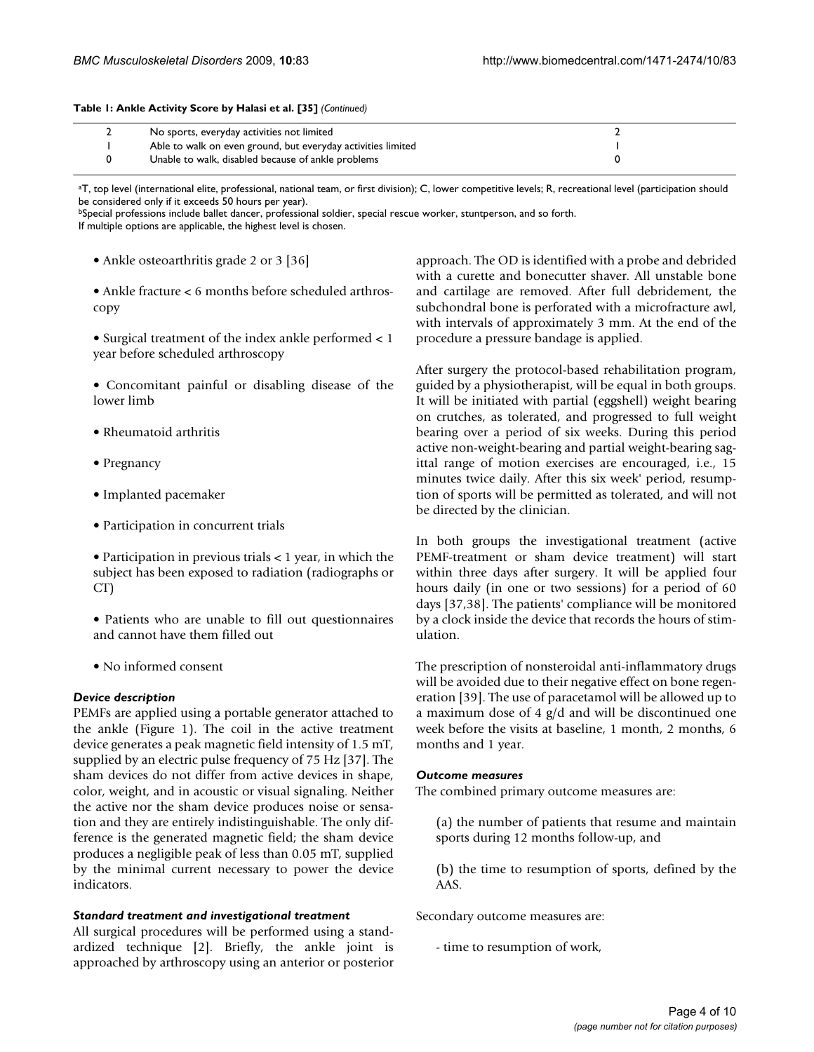**Table 1: Ankle Activity Score by Halasi et al. [35]** *(Continued)*

| | | |
|---|---|---|
| 2 | No sports, everyday activities not limited | 2 |
| 1 | Able to walk on even ground, but everyday activities limited | 1 |
| 0 | Unable to walk, disabled because of ankle problems | 0 |

[a]T, top level (international elite, professional, national team, or first division); C, lower competitive levels; R, recreational level (participation should be considered only if it exceeds 50 hours per year).

[b]Special professions include ballet dancer, professional soldier, special rescue worker, stuntperson, and so forth.

If multiple options are applicable, the highest level is chosen.

- Ankle osteoarthritis grade 2 or 3 [36]
- Ankle fracture < 6 months before scheduled arthroscopy
- Surgical treatment of the index ankle performed < 1 year before scheduled arthroscopy
- Concomitant painful or disabling disease of the lower limb
- Rheumatoid arthritis
- Pregnancy
- Implanted pacemaker
- Participation in concurrent trials
- Participation in previous trials < 1 year, in which the subject has been exposed to radiation (radiographs or CT)
- Patients who are unable to fill out questionnaires and cannot have them filled out
- No informed consent

### *Device description*

PEMFs are applied using a portable generator attached to the ankle (Figure 1). The coil in the active treatment device generates a peak magnetic field intensity of 1.5 mT, supplied by an electric pulse frequency of 75 Hz [37]. The sham devices do not differ from active devices in shape, color, weight, and in acoustic or visual signaling. Neither the active nor the sham device produces noise or sensation and they are entirely indistinguishable. The only difference is the generated magnetic field; the sham device produces a negligible peak of less than 0.05 mT, supplied by the minimal current necessary to power the device indicators.

### *Standard treatment and investigational treatment*

All surgical procedures will be performed using a standardized technique [2]. Briefly, the ankle joint is approached by arthroscopy using an anterior or posterior approach. The OD is identified with a probe and debrided with a curette and bonecutter shaver. All unstable bone and cartilage are removed. After full debridement, the subchondral bone is perforated with a microfracture awl, with intervals of approximately 3 mm. At the end of the procedure a pressure bandage is applied.

After surgery the protocol-based rehabilitation program, guided by a physiotherapist, will be equal in both groups. It will be initiated with partial (eggshell) weight bearing on crutches, as tolerated, and progressed to full weight bearing over a period of six weeks. During this period active non-weight-bearing and partial weight-bearing sagittal range of motion exercises are encouraged, i.e., 15 minutes twice daily. After this six week' period, resumption of sports will be permitted as tolerated, and will not be directed by the clinician.

In both groups the investigational treatment (active PEMF-treatment or sham device treatment) will start within three days after surgery. It will be applied four hours daily (in one or two sessions) for a period of 60 days [37,38]. The patients' compliance will be monitored by a clock inside the device that records the hours of stimulation.

The prescription of nonsteroidal anti-inflammatory drugs will be avoided due to their negative effect on bone regeneration [39]. The use of paracetamol will be allowed up to a maximum dose of 4 g/d and will be discontinued one week before the visits at baseline, 1 month, 2 months, 6 months and 1 year.

### *Outcome measures*

The combined primary outcome measures are:

(a) the number of patients that resume and maintain sports during 12 months follow-up, and

(b) the time to resumption of sports, defined by the AAS.

Secondary outcome measures are:

- time to resumption of work,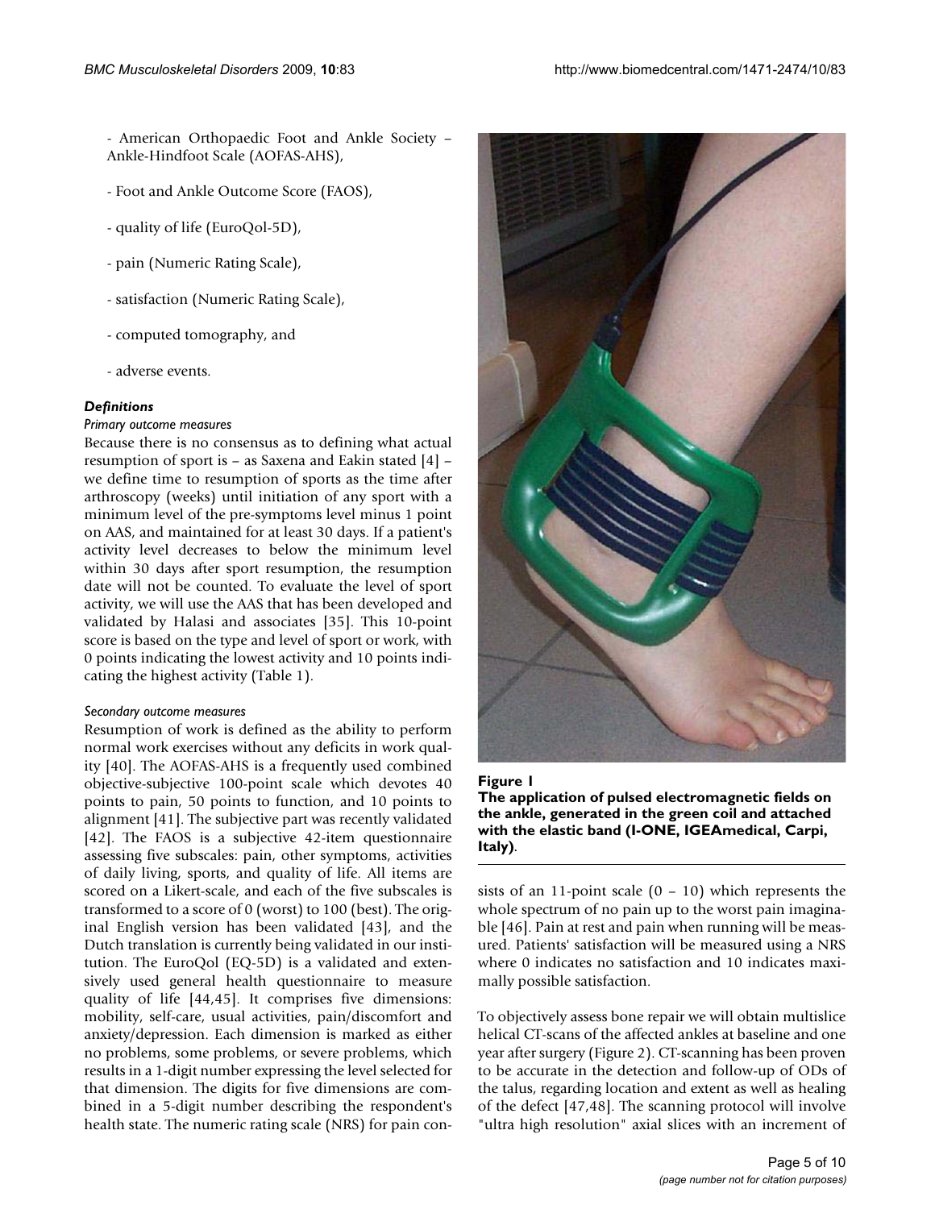- American Orthopaedic Foot and Ankle Society – Ankle-Hindfoot Scale (AOFAS-AHS),

- Foot and Ankle Outcome Score (FAOS),

- quality of life (EuroQol-5D),

- pain (Numeric Rating Scale),

- satisfaction (Numeric Rating Scale),

- computed tomography, and

- adverse events.

### *Definitions*

#### *Primary outcome measures*

Because there is no consensus as to defining what actual resumption of sport is – as Saxena and Eakin stated [4] – we define time to resumption of sports as the time after arthroscopy (weeks) until initiation of any sport with a minimum level of the pre-symptoms level minus 1 point on AAS, and maintained for at least 30 days. If a patient's activity level decreases to below the minimum level within 30 days after sport resumption, the resumption date will not be counted. To evaluate the level of sport activity, we will use the AAS that has been developed and validated by Halasi and associates [35]. This 10-point score is based on the type and level of sport or work, with 0 points indicating the lowest activity and 10 points indicating the highest activity (Table 1).

#### *Secondary outcome measures*

Resumption of work is defined as the ability to perform normal work exercises without any deficits in work quality [40]. The AOFAS-AHS is a frequently used combined objective-subjective 100-point scale which devotes 40 points to pain, 50 points to function, and 10 points to alignment [41]. The subjective part was recently validated [42]. The FAOS is a subjective 42-item questionnaire assessing five subscales: pain, other symptoms, activities of daily living, sports, and quality of life. All items are scored on a Likert-scale, and each of the five subscales is transformed to a score of 0 (worst) to 100 (best). The original English version has been validated [43], and the Dutch translation is currently being validated in our institution. The EuroQol (EQ-5D) is a validated and extensively used general health questionnaire to measure quality of life [44,45]. It comprises five dimensions: mobility, self-care, usual activities, pain/discomfort and anxiety/depression. Each dimension is marked as either no problems, some problems, or severe problems, which results in a 1-digit number expressing the level selected for that dimension. The digits for five dimensions are combined in a 5-digit number describing the respondent's health state. The numeric rating scale (NRS) for pain consists of an 11-point scale (0 – 10) which represents the whole spectrum of no pain up to the worst pain imaginable [46]. Pain at rest and pain when running will be measured. Patients' satisfaction will be measured using a NRS where 0 indicates no satisfaction and 10 indicates maximally possible satisfaction.

**Figure 1**
**The application of pulsed electromagnetic fields on the ankle, generated in the green coil and attached with the elastic band (I-ONE, IGEAmedical, Carpi, Italy)**.

To objectively assess bone repair we will obtain multislice helical CT-scans of the affected ankles at baseline and one year after surgery (Figure 2). CT-scanning has been proven to be accurate in the detection and follow-up of ODs of the talus, regarding location and extent as well as healing of the defect [47,48]. The scanning protocol will involve "ultra high resolution" axial slices with an increment of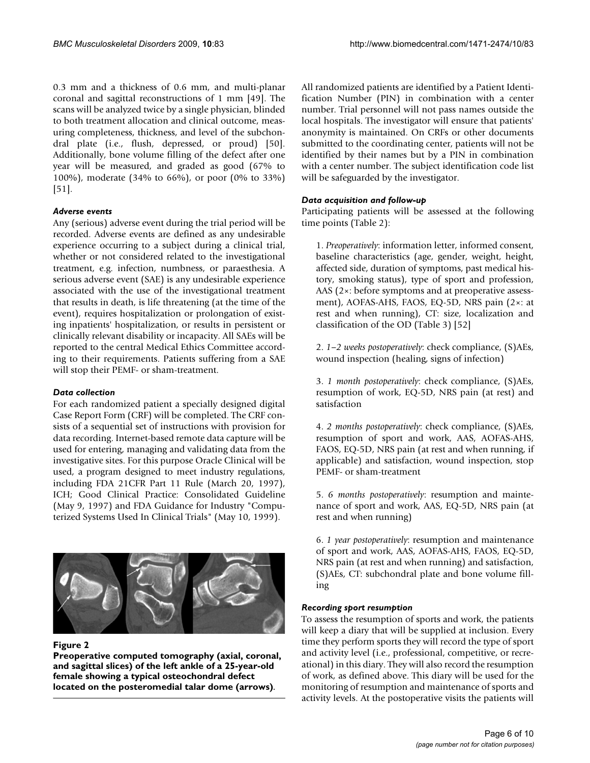0.3 mm and a thickness of 0.6 mm, and multi-planar coronal and sagittal reconstructions of 1 mm [49]. The scans will be analyzed twice by a single physician, blinded to both treatment allocation and clinical outcome, measuring completeness, thickness, and level of the subchondral plate (i.e., flush, depressed, or proud) [50]. Additionally, bone volume filling of the defect after one year will be measured, and graded as good (67% to 100%), moderate (34% to 66%), or poor (0% to 33%) [51].

### *Adverse events*

Any (serious) adverse event during the trial period will be recorded. Adverse events are defined as any undesirable experience occurring to a subject during a clinical trial, whether or not considered related to the investigational treatment, e.g. infection, numbness, or paraesthesia. A serious adverse event (SAE) is any undesirable experience associated with the use of the investigational treatment that results in death, is life threatening (at the time of the event), requires hospitalization or prolongation of existing inpatients' hospitalization, or results in persistent or clinically relevant disability or incapacity. All SAEs will be reported to the central Medical Ethics Committee according to their requirements. Patients suffering from a SAE will stop their PEMF- or sham-treatment.

### *Data collection*

For each randomized patient a specially designed digital Case Report Form (CRF) will be completed. The CRF consists of a sequential set of instructions with provision for data recording. Internet-based remote data capture will be used for entering, managing and validating data from the investigative sites. For this purpose Oracle Clinical will be used, a program designed to meet industry regulations, including FDA 21CFR Part 11 Rule (March 20, 1997), ICH; Good Clinical Practice: Consolidated Guideline (May 9, 1997) and FDA Guidance for Industry "Computerized Systems Used In Clinical Trials" (May 10, 1999).

**Figure 2**
**Preoperative computed tomography (axial, coronal, and sagittal slices) of the left ankle of a 25-year-old female showing a typical osteochondral defect located on the posteromedial talar dome (arrows)**.

All randomized patients are identified by a Patient Identification Number (PIN) in combination with a center number. Trial personnel will not pass names outside the local hospitals. The investigator will ensure that patients' anonymity is maintained. On CRFs or other documents submitted to the coordinating center, patients will not be identified by their names but by a PIN in combination with a center number. The subject identification code list will be safeguarded by the investigator.

### *Data acquisition and follow-up*

Participating patients will be assessed at the following time points (Table 2):

1. *Preoperatively*: information letter, informed consent, baseline characteristics (age, gender, weight, height, affected side, duration of symptoms, past medical history, smoking status), type of sport and profession, AAS (2×: before symptoms and at preoperative assessment), AOFAS-AHS, FAOS, EQ-5D, NRS pain (2×: at rest and when running), CT: size, localization and classification of the OD (Table 3) [52]

2. *1–2 weeks postoperatively*: check compliance, (S)AEs, wound inspection (healing, signs of infection)

3. *1 month postoperatively*: check compliance, (S)AEs, resumption of work, EQ-5D, NRS pain (at rest) and satisfaction

4. *2 months postoperatively*: check compliance, (S)AEs, resumption of sport and work, AAS, AOFAS-AHS, FAOS, EQ-5D, NRS pain (at rest and when running, if applicable) and satisfaction, wound inspection, stop PEMF- or sham-treatment

5. *6 months postoperatively*: resumption and maintenance of sport and work, AAS, EQ-5D, NRS pain (at rest and when running)

6. *1 year postoperatively*: resumption and maintenance of sport and work, AAS, AOFAS-AHS, FAOS, EQ-5D, NRS pain (at rest and when running) and satisfaction, (S)AEs, CT: subchondral plate and bone volume filling

### *Recording sport resumption*

To assess the resumption of sports and work, the patients will keep a diary that will be supplied at inclusion. Every time they perform sports they will record the type of sport and activity level (i.e., professional, competitive, or recreational) in this diary. They will also record the resumption of work, as defined above. This diary will be used for the monitoring of resumption and maintenance of sports and activity levels. At the postoperative visits the patients will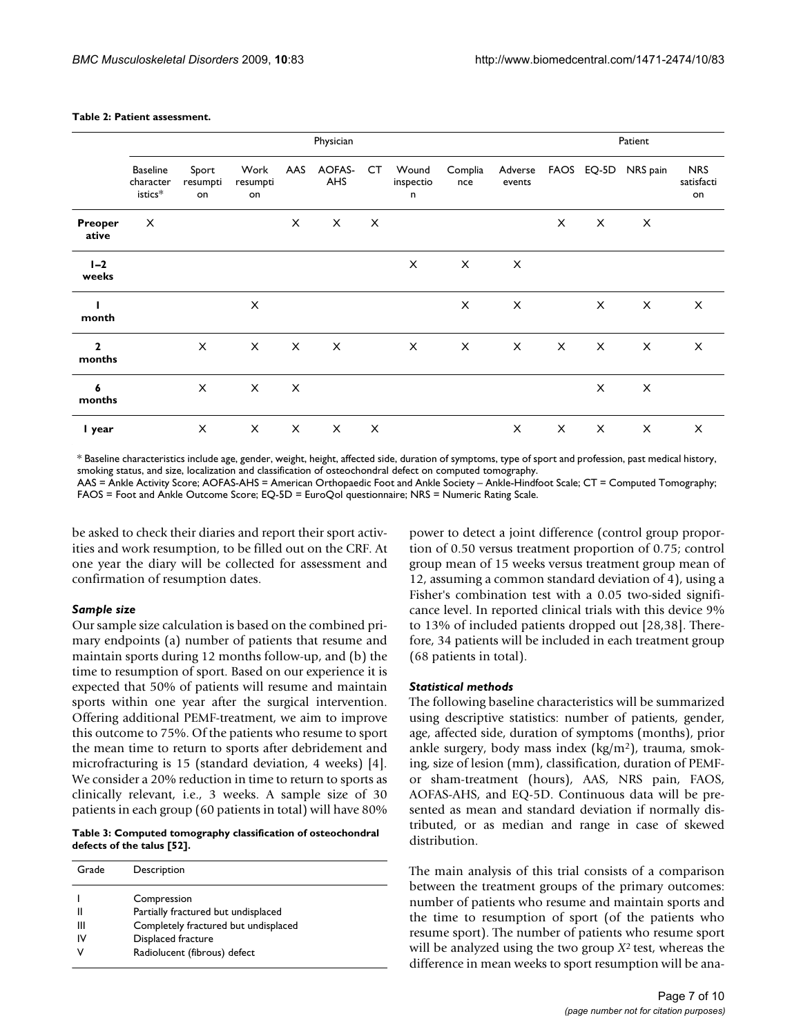**Table 2: Patient assessment.**

| | Physician | | | | | | | | | Patient | | | |
|---|---|---|---|---|---|---|---|---|---|---|---|---|---|
| | Baseline characteristics* | Sport resumption | Work resumption | AAS | AOFAS-AHS | CT | Wound inspection | Compliance | Adverse events | FAOS | EQ-5D | NRS pain | NRS satisfaction |
| **Preoperative** | X | | | X | X | X | | | | X | X | X | |
| **1–2 weeks** | | | | | | | X | X | X | | | | |
| **1 month** | | | X | | | | | X | X | | X | X | X |
| **2 months** | | X | X | X | X | | X | X | X | X | X | X | X |
| **6 months** | | X | X | X | | | | | | | X | X | |
| **1 year** | | X | X | X | X | X | | | X | X | X | X | X |

* Baseline characteristics include age, gender, weight, height, affected side, duration of symptoms, type of sport and profession, past medical history, smoking status, and size, localization and classification of osteochondral defect on computed tomography.
AAS = Ankle Activity Score; AOFAS-AHS = American Orthopaedic Foot and Ankle Society – Ankle-Hindfoot Scale; CT = Computed Tomography; FAOS = Foot and Ankle Outcome Score; EQ-5D = EuroQol questionnaire; NRS = Numeric Rating Scale.

be asked to check their diaries and report their sport activities and work resumption, to be filled out on the CRF. At one year the diary will be collected for assessment and confirmation of resumption dates.

### *Sample size*

Our sample size calculation is based on the combined primary endpoints (a) number of patients that resume and maintain sports during 12 months follow-up, and (b) the time to resumption of sport. Based on our experience it is expected that 50% of patients will resume and maintain sports within one year after the surgical intervention. Offering additional PEMF-treatment, we aim to improve this outcome to 75%. Of the patients who resume to sport the mean time to return to sports after debridement and microfracturing is 15 (standard deviation, 4 weeks) [4]. We consider a 20% reduction in time to return to sports as clinically relevant, i.e., 3 weeks. A sample size of 30 patients in each group (60 patients in total) will have 80% power to detect a joint difference (control group proportion of 0.50 versus treatment proportion of 0.75; control group mean of 15 weeks versus treatment group mean of 12, assuming a common standard deviation of 4), using a Fisher's combination test with a 0.05 two-sided significance level. In reported clinical trials with this device 9% to 13% of included patients dropped out [28,38]. Therefore, 34 patients will be included in each treatment group (68 patients in total).

**Table 3: Computed tomography classification of osteochondral defects of the talus [52].**

| Grade | Description |
|---|---|
| I | Compression |
| II | Partially fractured but undisplaced |
| III | Completely fractured but undisplaced |
| IV | Displaced fracture |
| V | Radiolucent (fibrous) defect |

### *Statistical methods*

The following baseline characteristics will be summarized using descriptive statistics: number of patients, gender, age, affected side, duration of symptoms (months), prior ankle surgery, body mass index (kg/m$^2$), trauma, smoking, size of lesion (mm), classification, duration of PEMF- or sham-treatment (hours), AAS, NRS pain, FAOS, AOFAS-AHS, and EQ-5D. Continuous data will be presented as mean and standard deviation if normally distributed, or as median and range in case of skewed distribution.

The main analysis of this trial consists of a comparison between the treatment groups of the primary outcomes: number of patients who resume and maintain sports and the time to resumption of sport (of the patients who resume sport). The number of patients who resume sport will be analyzed using the two group $X^2$ test, whereas the difference in mean weeks to sport resumption will be ana-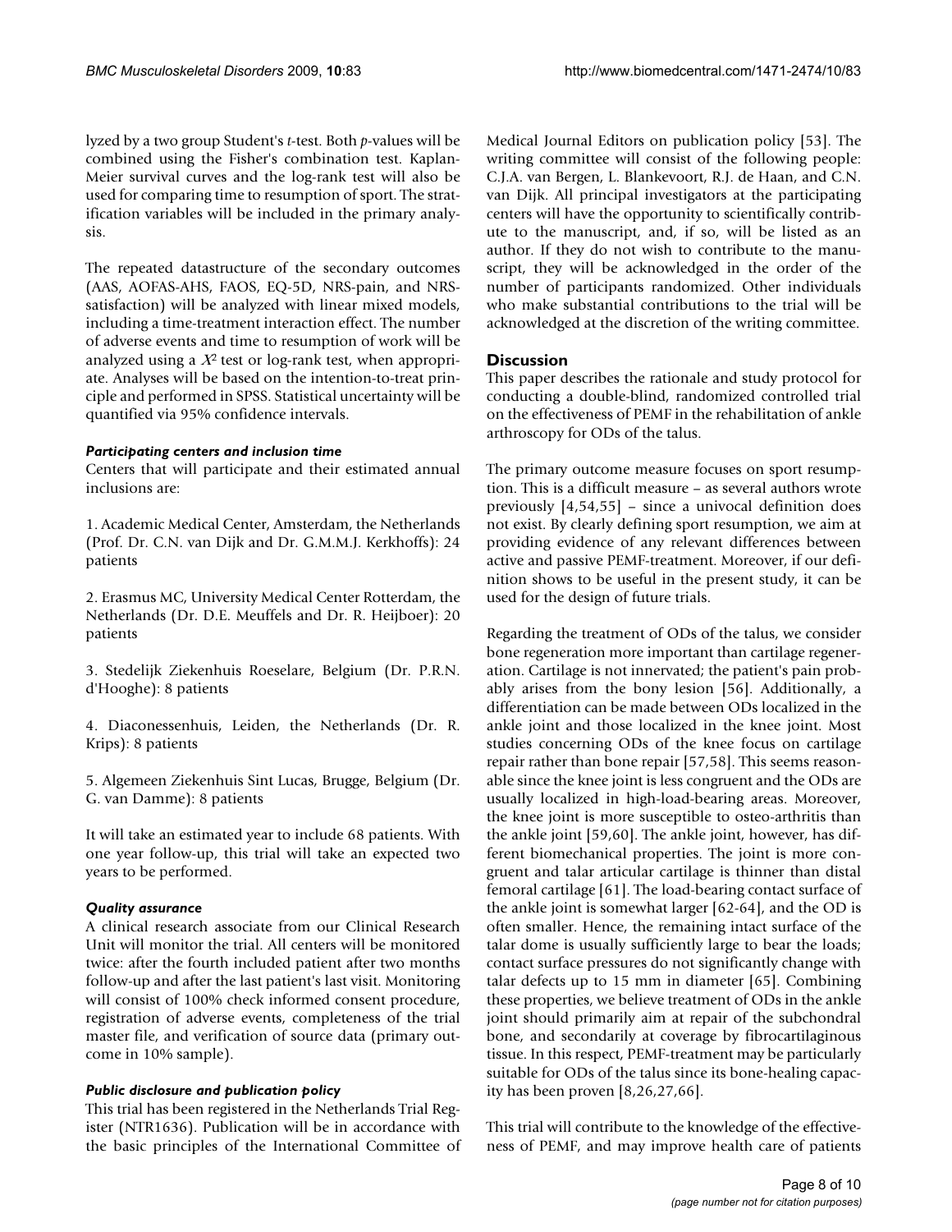lyzed by a two group Student's *t*-test. Both *p*-values will be combined using the Fisher's combination test. Kaplan-Meier survival curves and the log-rank test will also be used for comparing time to resumption of sport. The stratification variables will be included in the primary analysis.

The repeated datastructure of the secondary outcomes (AAS, AOFAS-AHS, FAOS, EQ-5D, NRS-pain, and NRS-satisfaction) will be analyzed with linear mixed models, including a time-treatment interaction effect. The number of adverse events and time to resumption of work will be analyzed using a $X^2$ test or log-rank test, when appropriate. Analyses will be based on the intention-to-treat principle and performed in SPSS. Statistical uncertainty will be quantified via 95% confidence intervals.

### *Participating centers and inclusion time*

Centers that will participate and their estimated annual inclusions are:

1. Academic Medical Center, Amsterdam, the Netherlands (Prof. Dr. C.N. van Dijk and Dr. G.M.M.J. Kerkhoffs): 24 patients

2. Erasmus MC, University Medical Center Rotterdam, the Netherlands (Dr. D.E. Meuffels and Dr. R. Heijboer): 20 patients

3. Stedelijk Ziekenhuis Roeselare, Belgium (Dr. P.R.N. d'Hooghe): 8 patients

4. Diaconessenhuis, Leiden, the Netherlands (Dr. R. Krips): 8 patients

5. Algemeen Ziekenhuis Sint Lucas, Brugge, Belgium (Dr. G. van Damme): 8 patients

It will take an estimated year to include 68 patients. With one year follow-up, this trial will take an expected two years to be performed.

### *Quality assurance*

A clinical research associate from our Clinical Research Unit will monitor the trial. All centers will be monitored twice: after the fourth included patient after two months follow-up and after the last patient's last visit. Monitoring will consist of 100% check informed consent procedure, registration of adverse events, completeness of the trial master file, and verification of source data (primary outcome in 10% sample).

### *Public disclosure and publication policy*

This trial has been registered in the Netherlands Trial Register (NTR1636). Publication will be in accordance with the basic principles of the International Committee of Medical Journal Editors on publication policy [53]. The writing committee will consist of the following people: C.J.A. van Bergen, L. Blankevoort, R.J. de Haan, and C.N. van Dijk. All principal investigators at the participating centers will have the opportunity to scientifically contribute to the manuscript, and, if so, will be listed as an author. If they do not wish to contribute to the manuscript, they will be acknowledged in the order of the number of participants randomized. Other individuals who make substantial contributions to the trial will be acknowledged at the discretion of the writing committee.

## Discussion

This paper describes the rationale and study protocol for conducting a double-blind, randomized controlled trial on the effectiveness of PEMF in the rehabilitation of ankle arthroscopy for ODs of the talus.

The primary outcome measure focuses on sport resumption. This is a difficult measure – as several authors wrote previously [4,54,55] – since a univocal definition does not exist. By clearly defining sport resumption, we aim at providing evidence of any relevant differences between active and passive PEMF-treatment. Moreover, if our definition shows to be useful in the present study, it can be used for the design of future trials.

Regarding the treatment of ODs of the talus, we consider bone regeneration more important than cartilage regeneration. Cartilage is not innervated; the patient's pain probably arises from the bony lesion [56]. Additionally, a differentiation can be made between ODs localized in the ankle joint and those localized in the knee joint. Most studies concerning ODs of the knee focus on cartilage repair rather than bone repair [57,58]. This seems reasonable since the knee joint is less congruent and the ODs are usually localized in high-load-bearing areas. Moreover, the knee joint is more susceptible to osteo-arthritis than the ankle joint [59,60]. The ankle joint, however, has different biomechanical properties. The joint is more congruent and talar articular cartilage is thinner than distal femoral cartilage [61]. The load-bearing contact surface of the ankle joint is somewhat larger [62-64], and the OD is often smaller. Hence, the remaining intact surface of the talar dome is usually sufficiently large to bear the loads; contact surface pressures do not significantly change with talar defects up to 15 mm in diameter [65]. Combining these properties, we believe treatment of ODs in the ankle joint should primarily aim at repair of the subchondral bone, and secondarily at coverage by fibrocartilaginous tissue. In this respect, PEMF-treatment may be particularly suitable for ODs of the talus since its bone-healing capacity has been proven [8,26,27,66].

This trial will contribute to the knowledge of the effectiveness of PEMF, and may improve health care of patients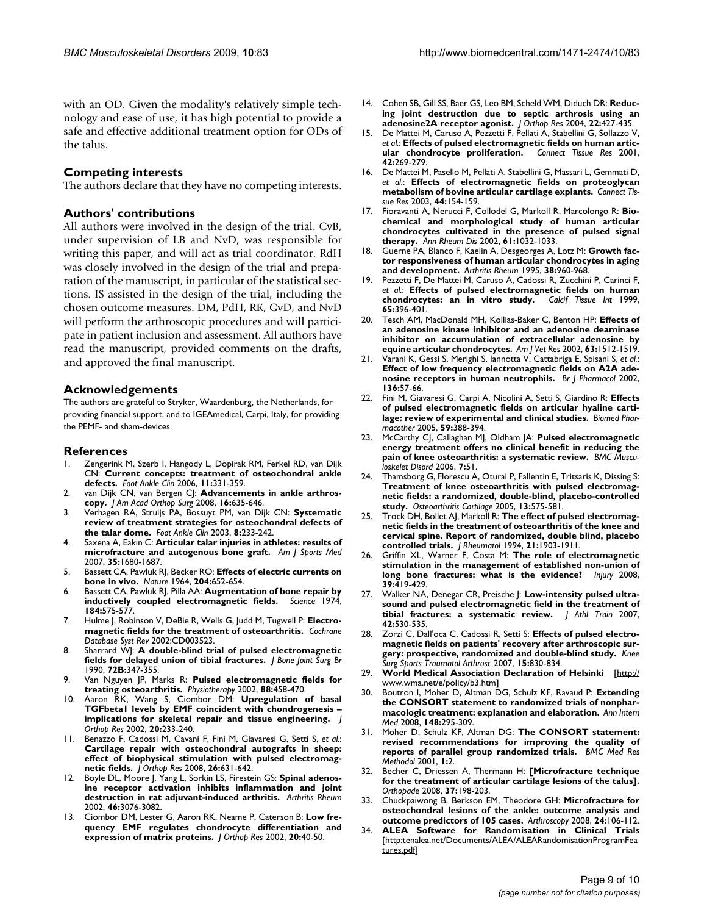with an OD. Given the modality's relatively simple technology and ease of use, it has high potential to provide a safe and effective additional treatment option for ODs of the talus.

## Competing interests

The authors declare that they have no competing interests.

## Authors' contributions

All authors were involved in the design of the trial. CvB, under supervision of LB and NvD, was responsible for writing this paper, and will act as trial coordinator. RdH was closely involved in the design of the trial and preparation of the manuscript, in particular of the statistical sections. IS assisted in the design of the trial, including the chosen outcome measures. DM, PdH, RK, GvD, and NvD will perform the arthroscopic procedures and will participate in patient inclusion and assessment. All authors have read the manuscript, provided comments on the drafts, and approved the final manuscript.

## Acknowledgements

The authors are grateful to Stryker, Waardenburg, the Netherlands, for providing financial support, and to IGEAmedical, Carpi, Italy, for providing the PEMF- and sham-devices.

## References

1. Zengerink M, Szerb I, Hangody L, Dopirak RM, Ferkel RD, van Dijk CN: **Current concepts: treatment of osteochondral ankle defects.** *Foot Ankle Clin* 2006, **11:**331-359.
2. van Dijk CN, van Bergen CJ: **Advancements in ankle arthroscopy.** *J Am Acad Orthop Surg* 2008, **16:**635-646.
3. Verhagen RA, Struijs PA, Bossuyt PM, van Dijk CN: **Systematic review of treatment strategies for osteochondral defects of the talar dome.** *Foot Ankle Clin* 2003, **8:**233-242.
4. Saxena A, Eakin C: **Articular talar injuries in athletes: results of microfracture and autogenous bone graft.** *Am J Sports Med* 2007, **35:**1680-1687.
5. Bassett CA, Pawluk RJ, Becker RO: **Effects of electric currents on bone in vivo.** *Nature* 1964, **204:**652-654.
6. Bassett CA, Pawluk RJ, Pilla AA: **Augmentation of bone repair by inductively coupled electromagnetic fields.** *Science* 1974, **184:**575-577.
7. Hulme J, Robinson V, DeBie R, Wells G, Judd M, Tugwell P: **Electromagnetic fields for the treatment of osteoarthritis.** *Cochrane Database Syst Rev* 2002:CD003523.
8. Sharrard WJ: **A double-blind trial of pulsed electromagnetic fields for delayed union of tibial fractures.** *J Bone Joint Surg Br* 1990, **72B:**347-355.
9. Van Nguyen JP, Marks R: **Pulsed electromagnetic fields for treating osteoarthritis.** *Physiotherapy* 2002, **88:**458-470.
10. Aaron RK, Wang S, Ciombor DM: **Upregulation of basal TGFbeta1 levels by EMF coincident with chondrogenesis – implications for skeletal repair and tissue engineering.** *J Orthop Res* 2002, **20:**233-240.
11. Benazzo F, Cadossi M, Cavani F, Fini M, Giavaresi G, Setti S, *et al.*: **Cartilage repair with osteochondral autografts in sheep: effect of biophysical stimulation with pulsed electromagnetic fields.** *J Orthop Res* 2008, **26:**631-642.
12. Boyle DL, Moore J, Yang L, Sorkin LS, Firestein GS: **Spinal adenosine receptor activation inhibits inflammation and joint destruction in rat adjuvant-induced arthritis.** *Arthritis Rheum* 2002, **46:**3076-3082.
13. Ciombor DM, Lester G, Aaron RK, Neame P, Caterson B: **Low frequency EMF regulates chondrocyte differentiation and expression of matrix proteins.** *J Orthop Res* 2002, **20:**40-50.
14. Cohen SB, Gill SS, Baer GS, Leo BM, Scheld WM, Diduch DR: **Reducing joint destruction due to septic arthrosis using an adenosine2A receptor agonist.** *J Orthop Res* 2004, **22:**427-435.
15. De Mattei M, Caruso A, Pezzetti F, Pellati A, Stabellini G, Sollazzo V, *et al.*: **Effects of pulsed electromagnetic fields on human articular chondrocyte proliferation.** *Connect Tissue Res* 2001, **42:**269-279.
16. De Mattei M, Pasello M, Pellati A, Stabellini G, Massari L, Gemmati D, *et al.*: **Effects of electromagnetic fields on proteoglycan metabolism of bovine articular cartilage explants.** *Connect Tissue Res* 2003, **44:**154-159.
17. Fioravanti A, Nerucci F, Collodel G, Markoll R, Marcolongo R: **Biochemical and morphological study of human articular chondrocytes cultivated in the presence of pulsed signal therapy.** *Ann Rheum Dis* 2002, **61:**1032-1033.
18. Guerne PA, Blanco F, Kaelin A, Desgeorges A, Lotz M: **Growth factor responsiveness of human articular chondrocytes in aging and development.** *Arthritis Rheum* 1995, **38:**960-968.
19. Pezzetti F, De Mattei M, Caruso A, Cadossi R, Zucchini P, Carinci F, *et al.*: **Effects of pulsed electromagnetic fields on human chondrocytes: an in vitro study.** *Calcif Tissue Int* 1999, **65:**396-401.
20. Tesch AM, MacDonald MH, Kollias-Baker C, Benton HP: **Effects of an adenosine kinase inhibitor and an adenosine deaminase inhibitor on accumulation of extracellular adenosine by equine articular chondrocytes.** *Am J Vet Res* 2002, **63:**1512-1519.
21. Varani K, Gessi S, Merighi S, Iannotta V, Cattabriga E, Spisani S, *et al.*: **Effect of low frequency electromagnetic fields on A2A adenosine receptors in human neutrophils.** *Br J Pharmacol* 2002, **136:**57-66.
22. Fini M, Giavaresi G, Carpi A, Nicolini A, Setti S, Giardino R: **Effects of pulsed electromagnetic fields on articular hyaline cartilage: review of experimental and clinical studies.** *Biomed Pharmacother* 2005, **59:**388-394.
23. McCarthy CJ, Callaghan MJ, Oldham JA: **Pulsed electromagnetic energy treatment offers no clinical benefit in reducing the pain of knee osteoarthritis: a systematic review.** *BMC Musculoskelet Disord* 2006, **7:**51.
24. Thamsborg G, Florescu A, Oturai P, Fallentin E, Tritsaris K, Dissing S: **Treatment of knee osteoarthritis with pulsed electromagnetic fields: a randomized, double-blind, placebo-controlled study.** *Osteoarthritis Cartilage* 2005, **13:**575-581.
25. Trock DH, Bollet AJ, Markoll R: **The effect of pulsed electromagnetic fields in the treatment of osteoarthritis of the knee and cervical spine. Report of randomized, double blind, placebo controlled trials.** *J Rheumatol* 1994, **21:**1903-1911.
26. Griffin XL, Warner F, Costa M: **The role of electromagnetic stimulation in the management of established non-union of long bone fractures: what is the evidence?** *Injury* 2008, **39:**419-429.
27. Walker NA, Denegar CR, Preische J: **Low-intensity pulsed ultrasound and pulsed electromagnetic field in the treatment of tibial fractures: a systematic review.** *J Athl Train* 2007, **42:**530-535.
28. Zorzi C, Dall'oca C, Cadossi R, Setti S: **Effects of pulsed electromagnetic fields on patients' recovery after arthroscopic surgery: prospective, randomized and double-blind study.** *Knee Surg Sports Traumatol Arthrosc* 2007, **15:**830-834.
29. **World Medical Association Declaration of Helsinki** [http://www.wma.net/e/policy/b3.htm]
30. Boutron I, Moher D, Altman DG, Schulz KF, Ravaud P: **Extending the CONSORT statement to randomized trials of nonpharmacologic treatment: explanation and elaboration.** *Ann Intern Med* 2008, **148:**295-309.
31. Moher D, Schulz KF, Altman DG: **The CONSORT statement: revised recommendations for improving the quality of reports of parallel group randomized trials.** *BMC Med Res Methodol* 2001, **1:**2.
32. Becher C, Driessen A, Thermann H: **[Microfracture technique for the treatment of articular cartilage lesions of the talus].** *Orthopade* 2008, **37:**198-203.
33. Chuckpaiwong B, Berkson EM, Theodore GH: **Microfracture for osteochondral lesions of the ankle: outcome analysis and outcome predictors of 105 cases.** *Arthroscopy* 2008, **24:**106-112.
34. **ALEA Software for Randomisation in Clinical Trials** [http:tenalea.net/Documents/ALEA/ALEARandomisationProgramFeatures.pdf]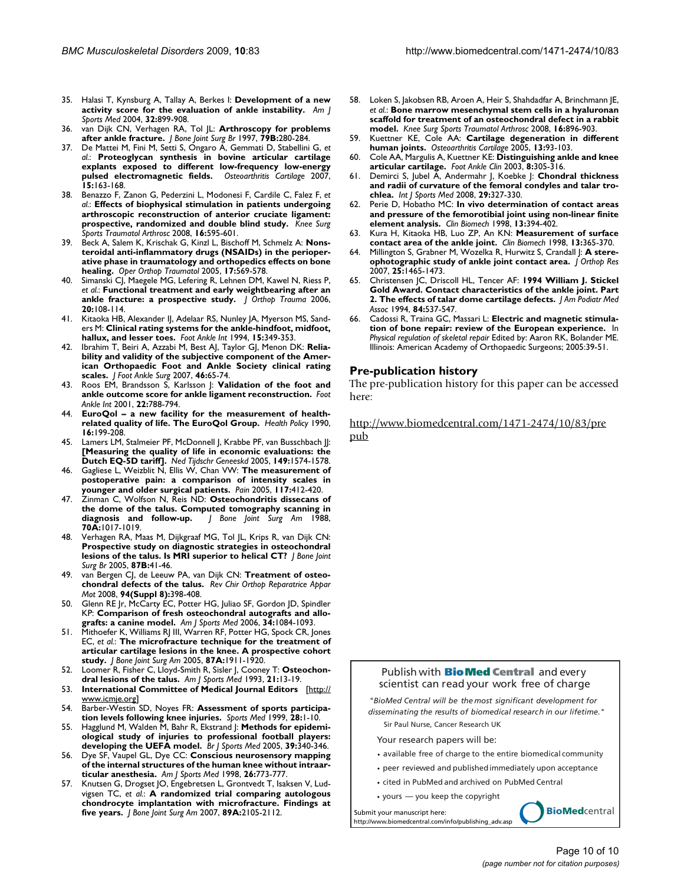35. Halasi T, Kynsburg A, Tallay A, Berkes I: **Development of a new activity score for the evaluation of ankle instability.** *Am J Sports Med* 2004, **32:**899-908.
36. van Dijk CN, Verhagen RA, Tol JL: **Arthroscopy for problems after ankle fracture.** *J Bone Joint Surg Br* 1997, **79B:**280-284.
37. De Mattei M, Fini M, Setti S, Ongaro A, Gemmati D, Stabellini G, *et al.*: **Proteoglycan synthesis in bovine articular cartilage explants exposed to different low-frequency low-energy pulsed electromagnetic fields.** *Osteoarthritis Cartilage* 2007, **15:**163-168.
38. Benazzo F, Zanon G, Pederzini L, Modonesi F, Cardile C, Falez F, *et al.*: **Effects of biophysical stimulation in patients undergoing arthroscopic reconstruction of anterior cruciate ligament: prospective, randomized and double blind study.** *Knee Surg Sports Traumatol Arthrosc* 2008, **16:**595-601.
39. Beck A, Salem K, Krischak G, Kinzl L, Bischoff M, Schmelz A: **Nonsteroidal anti-inflammatory drugs (NSAIDs) in the perioperative phase in traumatology and orthopedics effects on bone healing.** *Oper Orthop Traumatol* 2005, **17:**569-578.
40. Simanski CJ, Maegele MG, Lefering R, Lehnen DM, Kawel N, Riess P, *et al.*: **Functional treatment and early weightbearing after an ankle fracture: a prospective study.** *J Orthop Trauma* 2006, **20:**108-114.
41. Kitaoka HB, Alexander IJ, Adelaar RS, Nunley JA, Myerson MS, Sanders M: **Clinical rating systems for the ankle-hindfoot, midfoot, hallux, and lesser toes.** *Foot Ankle Int* 1994, **15:**349-353.
42. Ibrahim T, Beiri A, Azzabi M, Best AJ, Taylor GJ, Menon DK: **Reliability and validity of the subjective component of the American Orthopaedic Foot and Ankle Society clinical rating scales.** *J Foot Ankle Surg* 2007, **46:**65-74.
43. Roos EM, Brandsson S, Karlsson J: **Validation of the foot and ankle outcome score for ankle ligament reconstruction.** *Foot Ankle Int* 2001, **22:**788-794.
44. **EuroQol – a new facility for the measurement of health-related quality of life. The EuroQol Group.** *Health Policy* 1990, **16:**199-208.
45. Lamers LM, Stalmeier PF, McDonnell J, Krabbe PF, van Busschbach JJ: **[Measuring the quality of life in economic evaluations: the Dutch EQ-5D tariff].** *Ned Tijdschr Geneeskd* 2005, **149:**1574-1578.
46. Gagliese L, Weizblit N, Ellis W, Chan VW: **The measurement of postoperative pain: a comparison of intensity scales in younger and older surgical patients.** *Pain* 2005, **117:**412-420.
47. Zinman C, Wolfson N, Reis ND: **Osteochondritis dissecans of the dome of the talus. Computed tomography scanning in diagnosis and follow-up.** *J Bone Joint Surg Am* 1988, **70A:**1017-1019.
48. Verhagen RA, Maas M, Dijkgraaf MG, Tol JL, Krips R, van Dijk CN: **Prospective study on diagnostic strategies in osteochondral lesions of the talus. Is MRI superior to helical CT?** *J Bone Joint Surg Br* 2005, **87B:**41-46.
49. van Bergen CJ, de Leeuw PA, van Dijk CN: **Treatment of osteochondral defects of the talus.** *Rev Chir Orthop Reparatrice Appar Mot* 2008, **94(Suppl 8):**398-408.
50. Glenn RE Jr, McCarty EC, Potter HG, Juliao SF, Gordon JD, Spindler KP: **Comparison of fresh osteochondral autografts and allografts: a canine model.** *Am J Sports Med* 2006, **34:**1084-1093.
51. Mithoefer K, Williams RJ III, Warren RF, Potter HG, Spock CR, Jones EC, *et al.*: **The microfracture technique for the treatment of articular cartilage lesions in the knee. A prospective cohort study.** *J Bone Joint Surg Am* 2005, **87A:**1911-1920.
52. Loomer R, Fisher C, Lloyd-Smith R, Sisler J, Cooney T: **Osteochondral lesions of the talus.** *Am J Sports Med* 1993, **21:**13-19.
53. **International Committee of Medical Journal Editors** [http://www.icmje.org]
54. Barber-Westin SD, Noyes FR: **Assessment of sports participation levels following knee injuries.** *Sports Med* 1999, **28:**1-10.
55. Hagglund M, Walden M, Bahr R, Ekstrand J: **Methods for epidemiological study of injuries to professional football players: developing the UEFA model.** *Br J Sports Med* 2005, **39:**340-346.
56. Dye SF, Vaupel GL, Dye CC: **Conscious neurosensory mapping of the internal structures of the human knee without intraarticular anesthesia.** *Am J Sports Med* 1998, **26:**773-777.
57. Knutsen G, Drogset JO, Engebretsen L, Grontvedt T, Isaksen V, Ludvigsen TC, *et al.*: **A randomized trial comparing autologous chondrocyte implantation with microfracture. Findings at five years.** *J Bone Joint Surg Am* 2007, **89A:**2105-2112.
58. Loken S, Jakobsen RB, Aroen A, Heir S, Shahdadfar A, Brinchmann JE, *et al.*: **Bone marrow mesenchymal stem cells in a hyaluronan scaffold for treatment of an osteochondral defect in a rabbit model.** *Knee Surg Sports Traumatol Arthrosc* 2008, **16:**896-903.
59. Kuettner KE, Cole AA: **Cartilage degeneration in different human joints.** *Osteoarthritis Cartilage* 2005, **13:**93-103.
60. Cole AA, Margulis A, Kuettner KE: **Distinguishing ankle and knee articular cartilage.** *Foot Ankle Clin* 2003, **8:**305-316.
61. Demirci S, Jubel A, Andermahr J, Koebke J: **Chondral thickness and radii of curvature of the femoral condyles and talar trochlea.** *Int J Sports Med* 2008, **29:**327-330.
62. Perie D, Hobatho MC: **In vivo determination of contact areas and pressure of the femorotibial joint using non-linear finite element analysis.** *Clin Biomech* 1998, **13:**394-402.
63. Kura H, Kitaoka HB, Luo ZP, An KN: **Measurement of surface contact area of the ankle joint.** *Clin Biomech* 1998, **13:**365-370.
64. Millington S, Grabner M, Wozelka R, Hurwitz S, Crandall J: **A stereophotographic study of ankle joint contact area.** *J Orthop Res* 2007, **25:**1465-1473.
65. Christensen JC, Driscoll HL, Tencer AF: **1994 William J. Stickel Gold Award. Contact characteristics of the ankle joint. Part 2. The effects of talar dome cartilage defects.** *J Am Podiatr Med Assoc* 1994, **84:**537-547.
66. Cadossi R, Traina GC, Massari L: **Electric and magnetic stimulation of bone repair: review of the European experience.** In *Physical regulation of skeletal repair* Edited by: Aaron RK, Bolander ME. Illinois: American Academy of Orthopaedic Surgeons; 2005:39-51.

## Pre-publication history

The pre-publication history for this paper can be accessed here:

http://www.biomedcentral.com/1471-2474/10/83/prepub

Publish with **BioMed Central** and every scientist can read your work free of charge

*"BioMed Central will be the most significant development for disseminating the results of biomedical research in our lifetime."*
Sir Paul Nurse, Cancer Research UK

Your research papers will be:

- available free of charge to the entire biomedical community
- peer reviewed and published immediately upon acceptance
- cited in PubMed and archived on PubMed Central
- yours — you keep the copyright

Submit your manuscript here:
http://www.biomedcentral.com/info/publishing_adv.asp

BioMedcentral